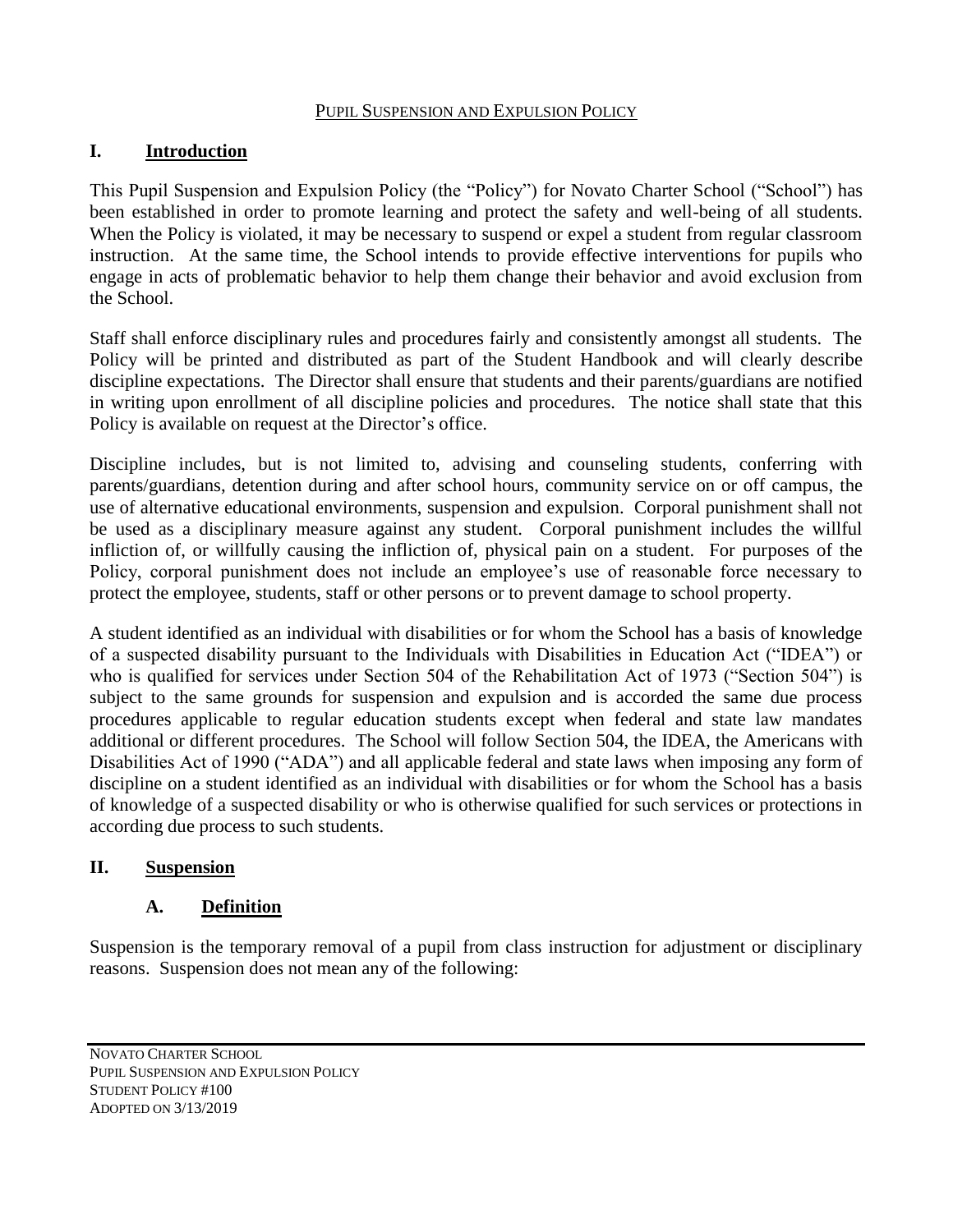PUPIL SUSPENSION AND EXPULSION POLICY

## I. Introduction

This Pupil Suspension and Expulsion Policy (the "Policy") for Novato Charter School ("School") has been established in order to promote learning and protect the safety and well-being of all students. When the Policy is violated, it may be necessary to suspend or expel a student from regular classroom instruction. At the same time, the School intends to provide effective interventions for pupils who engage in acts of problematic behavior to help them change their behavior and avoid exclusion from the School.

Staff shall enforce disciplinary rules and procedures fairly and consistently amongst all students. The Policy will be printed and distributed as part of the Student Handbook and will clearly describe discipline expectations. The Director shall ensure that students and their parents/guardians are notified in writing upon enrollment of all discipline policies and procedures. The notice shall state that this Policy is available on request at the Director's office.

Discipline includes, but is not limited to, advising and counseling students, conferring with parents/guardians, detention during and after school hours, community service on or off campus, the use of alternative educational environments, suspension and expulsion. Corporal punishment shall not be used as a disciplinary measure against any student. Corporal punishment includes the willful infliction of, or willfully causing the infliction of, physical pain on a student. For purposes of the Policy, corporal punishment does not include an employee's use of reasonable force necessary to protect the employee, students, staff or other persons or to prevent damage to school property.

A student identified as an individual with disabilities or for whom the School has a basis of knowledge of a suspected disability pursuant to the Individuals with Disabilities in Education Act ("IDEA") or who is qualified for services under Section 504 of the Rehabilitation Act of 1973 ("Section 504") is subject to the same grounds for suspension and expulsion and is accorded the same due process procedures applicable to regular education students except when federal and state law mandates additional or different procedures. The School will follow Section 504, the IDEA, the Americans with Disabilities Act of 1990 ("ADA") and all applicable federal and state laws when imposing any form of discipline on a student identified as an individual with disabilities or for whom the School has a basis of knowledge of a suspected disability or who is otherwise qualified for such services or protections in according due process to such students.

## II. Suspension

### A. Definition

Suspension is the temporary removal of a pupil from class instruction for adjustment or disciplinary reasons. Suspension does not mean any of the following: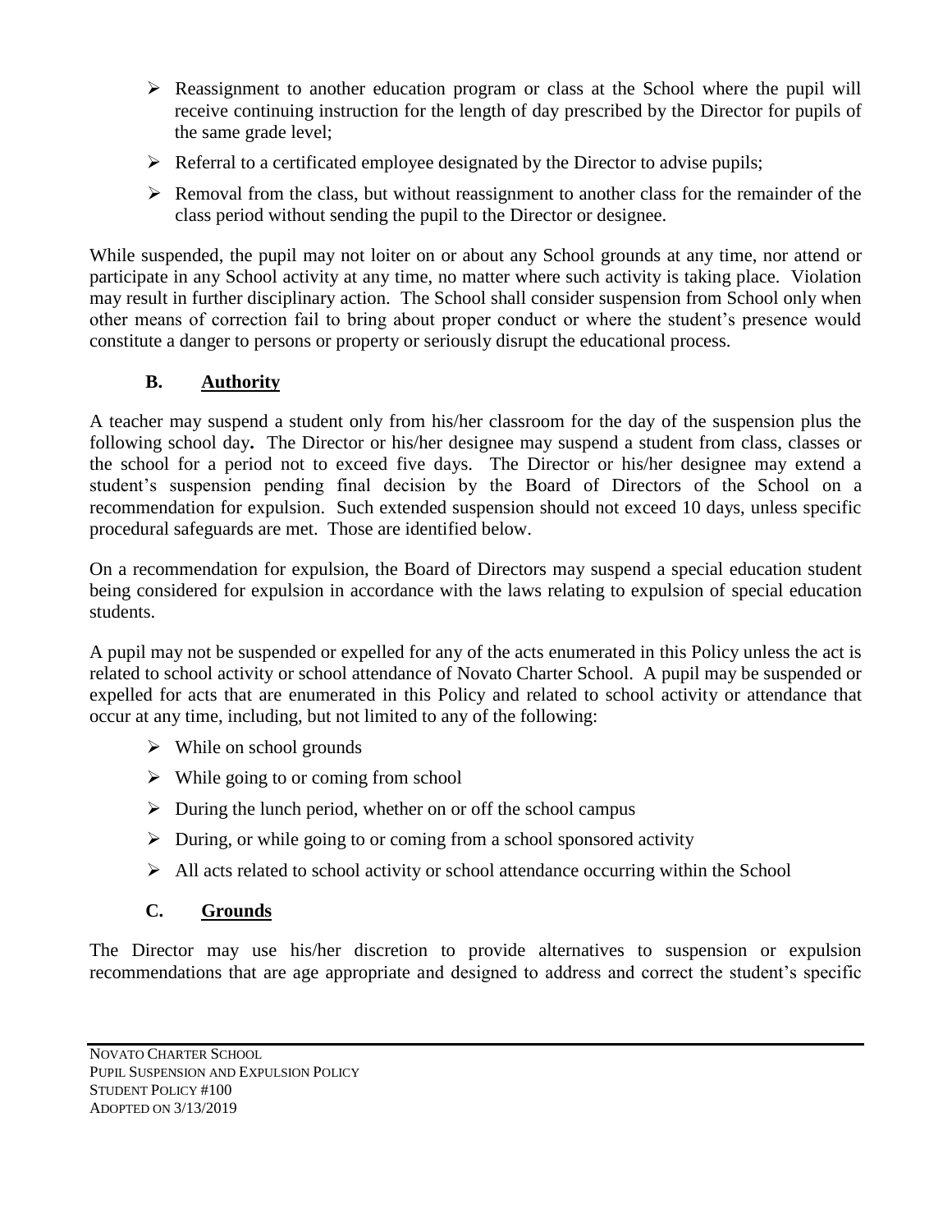- Reassignment to another education program or class at the School where the pupil will receive continuing instruction for the length of day prescribed by the Director for pupils of the same grade level;
- Referral to a certificated employee designated by the Director to advise pupils;
- Removal from the class, but without reassignment to another class for the remainder of the class period without sending the pupil to the Director or designee.

While suspended, the pupil may not loiter on or about any School grounds at any time, nor attend or participate in any School activity at any time, no matter where such activity is taking place. Violation may result in further disciplinary action. The School shall consider suspension from School only when other means of correction fail to bring about proper conduct or where the student's presence would constitute a danger to persons or property or seriously disrupt the educational process.

### B. Authority

A teacher may suspend a student only from his/her classroom for the day of the suspension plus the following school day**.** The Director or his/her designee may suspend a student from class, classes or the school for a period not to exceed five days. The Director or his/her designee may extend a student's suspension pending final decision by the Board of Directors of the School on a recommendation for expulsion. Such extended suspension should not exceed 10 days, unless specific procedural safeguards are met. Those are identified below.

On a recommendation for expulsion, the Board of Directors may suspend a special education student being considered for expulsion in accordance with the laws relating to expulsion of special education students.

A pupil may not be suspended or expelled for any of the acts enumerated in this Policy unless the act is related to school activity or school attendance of Novato Charter School. A pupil may be suspended or expelled for acts that are enumerated in this Policy and related to school activity or attendance that occur at any time, including, but not limited to any of the following:

- While on school grounds
- While going to or coming from school
- During the lunch period, whether on or off the school campus
- During, or while going to or coming from a school sponsored activity
- All acts related to school activity or school attendance occurring within the School

### C. Grounds

The Director may use his/her discretion to provide alternatives to suspension or expulsion recommendations that are age appropriate and designed to address and correct the student's specific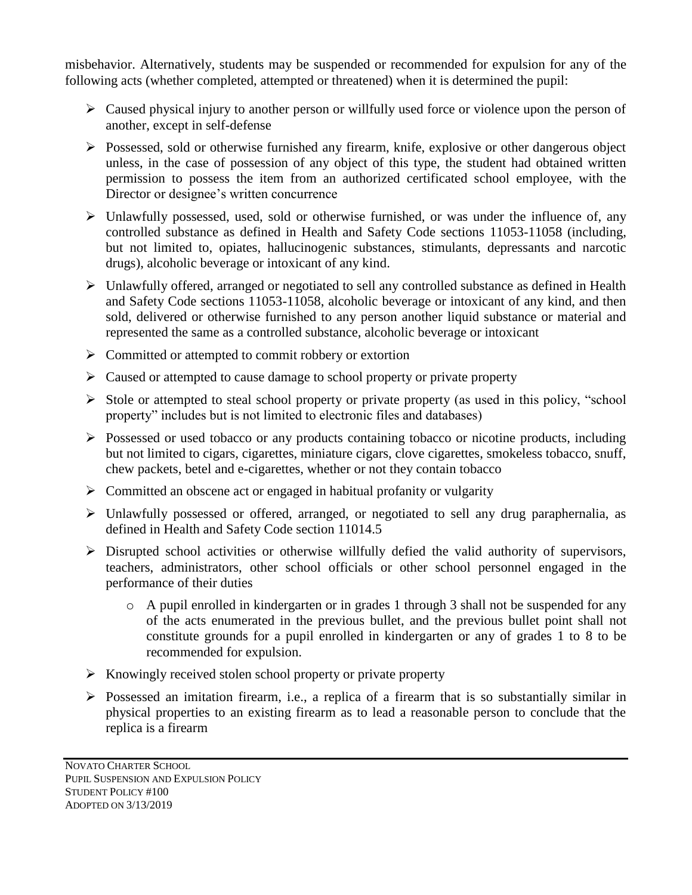misbehavior. Alternatively, students may be suspended or recommended for expulsion for any of the following acts (whether completed, attempted or threatened) when it is determined the pupil:

- Caused physical injury to another person or willfully used force or violence upon the person of another, except in self-defense
- Possessed, sold or otherwise furnished any firearm, knife, explosive or other dangerous object unless, in the case of possession of any object of this type, the student had obtained written permission to possess the item from an authorized certificated school employee, with the Director or designee's written concurrence
- Unlawfully possessed, used, sold or otherwise furnished, or was under the influence of, any controlled substance as defined in Health and Safety Code sections 11053-11058 (including, but not limited to, opiates, hallucinogenic substances, stimulants, depressants and narcotic drugs), alcoholic beverage or intoxicant of any kind.
- Unlawfully offered, arranged or negotiated to sell any controlled substance as defined in Health and Safety Code sections 11053-11058, alcoholic beverage or intoxicant of any kind, and then sold, delivered or otherwise furnished to any person another liquid substance or material and represented the same as a controlled substance, alcoholic beverage or intoxicant
- Committed or attempted to commit robbery or extortion
- Caused or attempted to cause damage to school property or private property
- Stole or attempted to steal school property or private property (as used in this policy, "school property" includes but is not limited to electronic files and databases)
- Possessed or used tobacco or any products containing tobacco or nicotine products, including but not limited to cigars, cigarettes, miniature cigars, clove cigarettes, smokeless tobacco, snuff, chew packets, betel and e-cigarettes, whether or not they contain tobacco
- Committed an obscene act or engaged in habitual profanity or vulgarity
- Unlawfully possessed or offered, arranged, or negotiated to sell any drug paraphernalia, as defined in Health and Safety Code section 11014.5
- Disrupted school activities or otherwise willfully defied the valid authority of supervisors, teachers, administrators, other school officials or other school personnel engaged in the performance of their duties
  - A pupil enrolled in kindergarten or in grades 1 through 3 shall not be suspended for any of the acts enumerated in the previous bullet, and the previous bullet point shall not constitute grounds for a pupil enrolled in kindergarten or any of grades 1 to 8 to be recommended for expulsion.
- Knowingly received stolen school property or private property
- Possessed an imitation firearm, i.e., a replica of a firearm that is so substantially similar in physical properties to an existing firearm as to lead a reasonable person to conclude that the replica is a firearm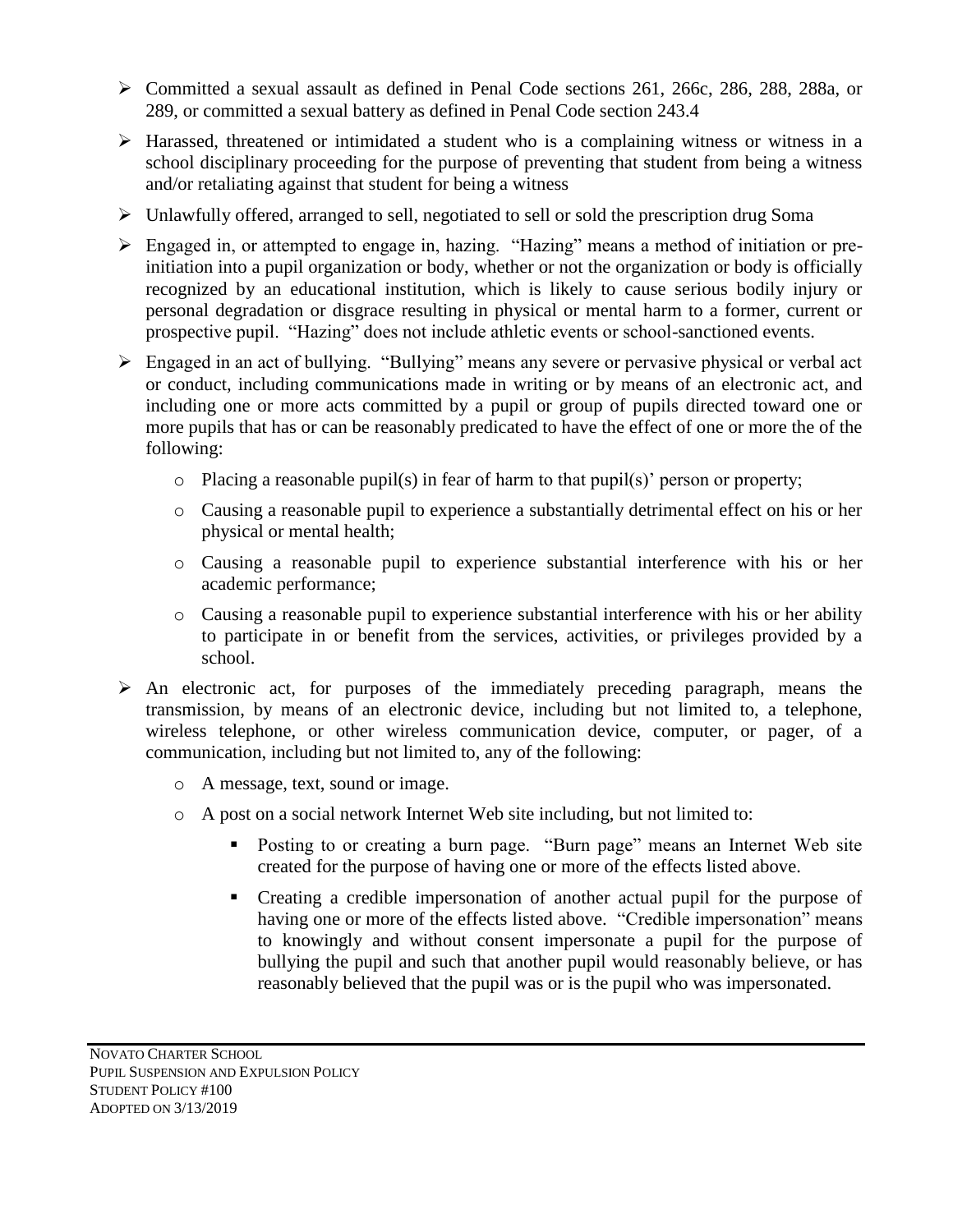- Committed a sexual assault as defined in Penal Code sections 261, 266c, 286, 288, 288a, or 289, or committed a sexual battery as defined in Penal Code section 243.4
- Harassed, threatened or intimidated a student who is a complaining witness or witness in a school disciplinary proceeding for the purpose of preventing that student from being a witness and/or retaliating against that student for being a witness
- Unlawfully offered, arranged to sell, negotiated to sell or sold the prescription drug Soma
- Engaged in, or attempted to engage in, hazing. "Hazing" means a method of initiation or pre-initiation into a pupil organization or body, whether or not the organization or body is officially recognized by an educational institution, which is likely to cause serious bodily injury or personal degradation or disgrace resulting in physical or mental harm to a former, current or prospective pupil. "Hazing" does not include athletic events or school-sanctioned events.
- Engaged in an act of bullying. "Bullying" means any severe or pervasive physical or verbal act or conduct, including communications made in writing or by means of an electronic act, and including one or more acts committed by a pupil or group of pupils directed toward one or more pupils that has or can be reasonably predicated to have the effect of one or more the of the following:
  - Placing a reasonable pupil(s) in fear of harm to that pupil(s)' person or property;
  - Causing a reasonable pupil to experience a substantially detrimental effect on his or her physical or mental health;
  - Causing a reasonable pupil to experience substantial interference with his or her academic performance;
  - Causing a reasonable pupil to experience substantial interference with his or her ability to participate in or benefit from the services, activities, or privileges provided by a school.
- An electronic act, for purposes of the immediately preceding paragraph, means the transmission, by means of an electronic device, including but not limited to, a telephone, wireless telephone, or other wireless communication device, computer, or pager, of a communication, including but not limited to, any of the following:
  - A message, text, sound or image.
  - A post on a social network Internet Web site including, but not limited to:
    - Posting to or creating a burn page. "Burn page" means an Internet Web site created for the purpose of having one or more of the effects listed above.
    - Creating a credible impersonation of another actual pupil for the purpose of having one or more of the effects listed above. "Credible impersonation" means to knowingly and without consent impersonate a pupil for the purpose of bullying the pupil and such that another pupil would reasonably believe, or has reasonably believed that the pupil was or is the pupil who was impersonated.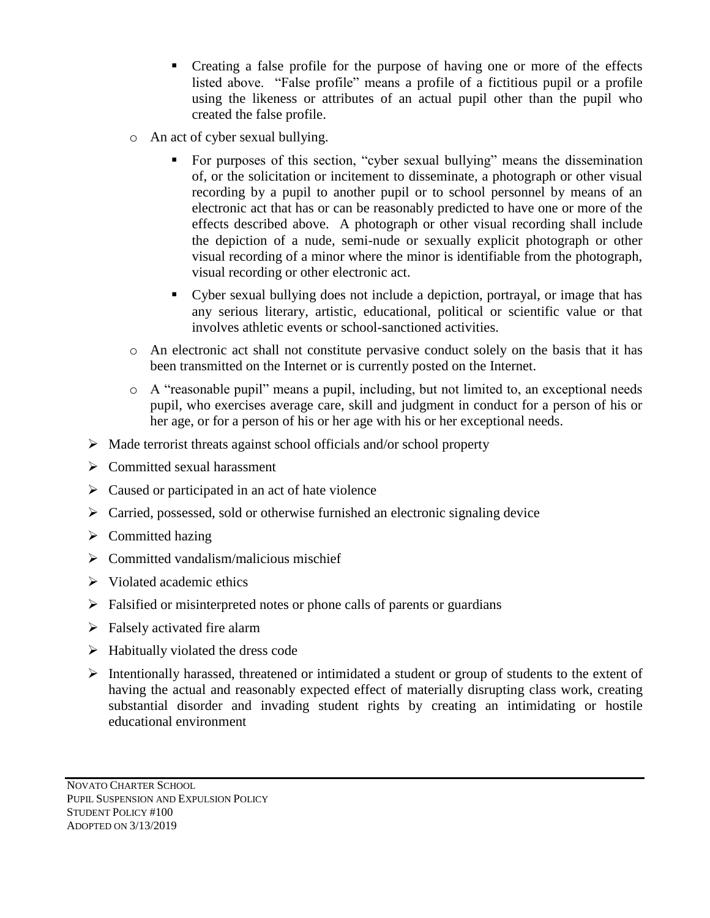- Creating a false profile for the purpose of having one or more of the effects listed above. "False profile" means a profile of a fictitious pupil or a profile using the likeness or attributes of an actual pupil other than the pupil who created the false profile.
    - An act of cyber sexual bullying.
        - For purposes of this section, "cyber sexual bullying" means the dissemination of, or the solicitation or incitement to disseminate, a photograph or other visual recording by a pupil to another pupil or to school personnel by means of an electronic act that has or can be reasonably predicted to have one or more of the effects described above. A photograph or other visual recording shall include the depiction of a nude, semi-nude or sexually explicit photograph or other visual recording of a minor where the minor is identifiable from the photograph, visual recording or other electronic act.
        - Cyber sexual bullying does not include a depiction, portrayal, or image that has any serious literary, artistic, educational, political or scientific value or that involves athletic events or school-sanctioned activities.
    - An electronic act shall not constitute pervasive conduct solely on the basis that it has been transmitted on the Internet or is currently posted on the Internet.
    - A "reasonable pupil" means a pupil, including, but not limited to, an exceptional needs pupil, who exercises average care, skill and judgment in conduct for a person of his or her age, or for a person of his or her age with his or her exceptional needs.
- Made terrorist threats against school officials and/or school property
- Committed sexual harassment
- Caused or participated in an act of hate violence
- Carried, possessed, sold or otherwise furnished an electronic signaling device
- Committed hazing
- Committed vandalism/malicious mischief
- Violated academic ethics
- Falsified or misinterpreted notes or phone calls of parents or guardians
- Falsely activated fire alarm
- Habitually violated the dress code
- Intentionally harassed, threatened or intimidated a student or group of students to the extent of having the actual and reasonably expected effect of materially disrupting class work, creating substantial disorder and invading student rights by creating an intimidating or hostile educational environment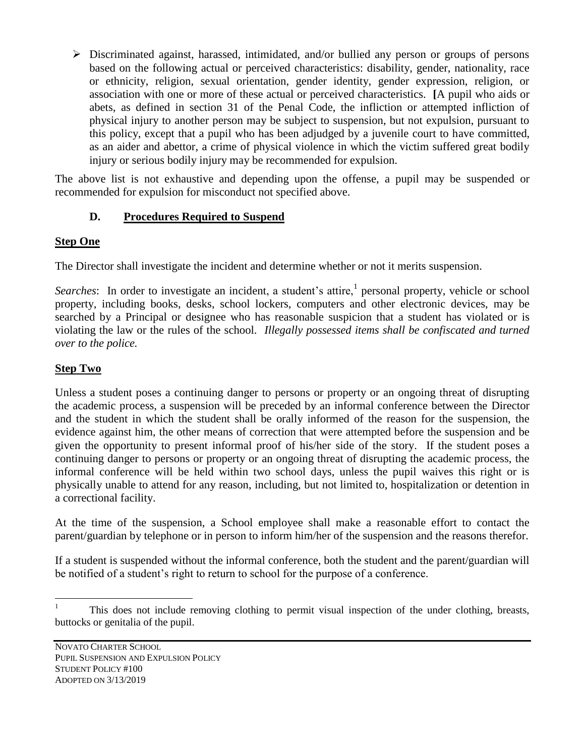- Discriminated against, harassed, intimidated, and/or bullied any person or groups of persons based on the following actual or perceived characteristics: disability, gender, nationality, race or ethnicity, religion, sexual orientation, gender identity, gender expression, religion, or association with one or more of these actual or perceived characteristics. **[**A pupil who aids or abets, as defined in section 31 of the Penal Code, the infliction or attempted infliction of physical injury to another person may be subject to suspension, but not expulsion, pursuant to this policy, except that a pupil who has been adjudged by a juvenile court to have committed, as an aider and abettor, a crime of physical violence in which the victim suffered great bodily injury or serious bodily injury may be recommended for expulsion.

The above list is not exhaustive and depending upon the offense, a pupil may be suspended or recommended for expulsion for misconduct not specified above.

### D. Procedures Required to Suspend

**Step One**

The Director shall investigate the incident and determine whether or not it merits suspension.

*Searches*: In order to investigate an incident, a student's attire,[1] personal property, vehicle or school property, including books, desks, school lockers, computers and other electronic devices, may be searched by a Principal or designee who has reasonable suspicion that a student has violated or is violating the law or the rules of the school. *Illegally possessed items shall be confiscated and turned over to the police.*

**Step Two**

Unless a student poses a continuing danger to persons or property or an ongoing threat of disrupting the academic process, a suspension will be preceded by an informal conference between the Director and the student in which the student shall be orally informed of the reason for the suspension, the evidence against him, the other means of correction that were attempted before the suspension and be given the opportunity to present informal proof of his/her side of the story. If the student poses a continuing danger to persons or property or an ongoing threat of disrupting the academic process, the informal conference will be held within two school days, unless the pupil waives this right or is physically unable to attend for any reason, including, but not limited to, hospitalization or detention in a correctional facility.

At the time of the suspension, a School employee shall make a reasonable effort to contact the parent/guardian by telephone or in person to inform him/her of the suspension and the reasons therefor.

If a student is suspended without the informal conference, both the student and the parent/guardian will be notified of a student's right to return to school for the purpose of a conference.

[1] This does not include removing clothing to permit visual inspection of the under clothing, breasts, buttocks or genitalia of the pupil.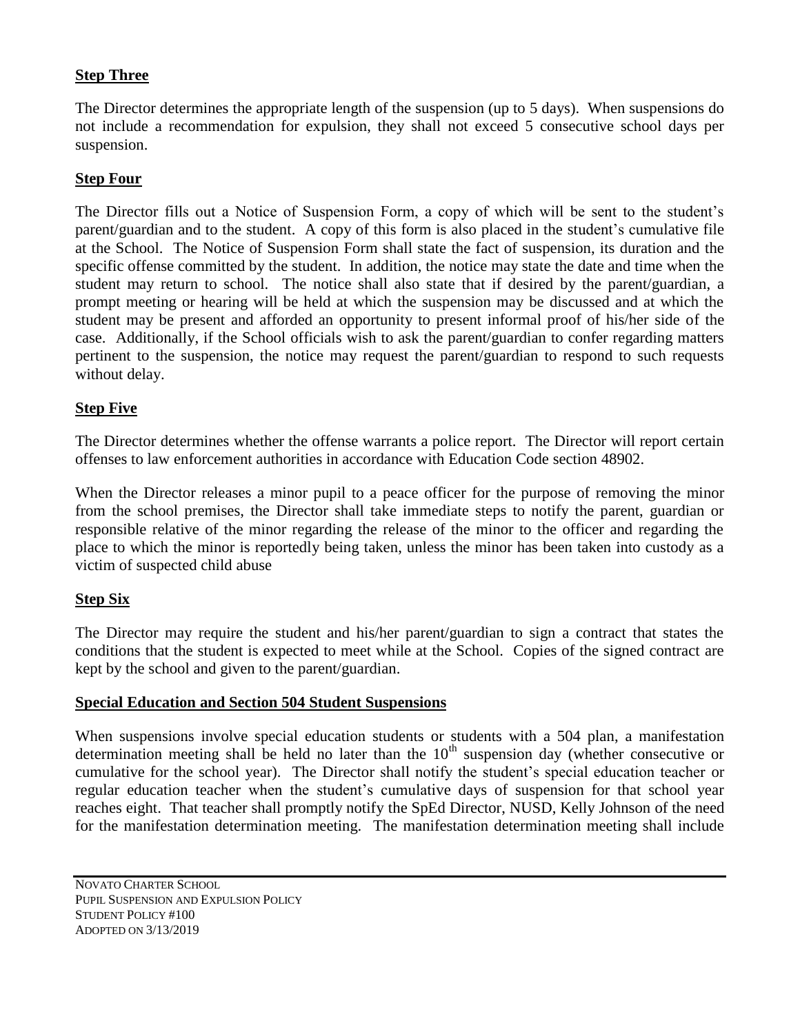**Step Three**

The Director determines the appropriate length of the suspension (up to 5 days). When suspensions do not include a recommendation for expulsion, they shall not exceed 5 consecutive school days per suspension.

**Step Four**

The Director fills out a Notice of Suspension Form, a copy of which will be sent to the student's parent/guardian and to the student. A copy of this form is also placed in the student's cumulative file at the School. The Notice of Suspension Form shall state the fact of suspension, its duration and the specific offense committed by the student. In addition, the notice may state the date and time when the student may return to school. The notice shall also state that if desired by the parent/guardian, a prompt meeting or hearing will be held at which the suspension may be discussed and at which the student may be present and afforded an opportunity to present informal proof of his/her side of the case. Additionally, if the School officials wish to ask the parent/guardian to confer regarding matters pertinent to the suspension, the notice may request the parent/guardian to respond to such requests without delay.

**Step Five**

The Director determines whether the offense warrants a police report. The Director will report certain offenses to law enforcement authorities in accordance with Education Code section 48902.

When the Director releases a minor pupil to a peace officer for the purpose of removing the minor from the school premises, the Director shall take immediate steps to notify the parent, guardian or responsible relative of the minor regarding the release of the minor to the officer and regarding the place to which the minor is reportedly being taken, unless the minor has been taken into custody as a victim of suspected child abuse

**Step Six**

The Director may require the student and his/her parent/guardian to sign a contract that states the conditions that the student is expected to meet while at the School. Copies of the signed contract are kept by the school and given to the parent/guardian.

**Special Education and Section 504 Student Suspensions**

When suspensions involve special education students or students with a 504 plan, a manifestation determination meeting shall be held no later than the 10th suspension day (whether consecutive or cumulative for the school year). The Director shall notify the student's special education teacher or regular education teacher when the student's cumulative days of suspension for that school year reaches eight. That teacher shall promptly notify the SpEd Director, NUSD, Kelly Johnson of the need for the manifestation determination meeting. The manifestation determination meeting shall include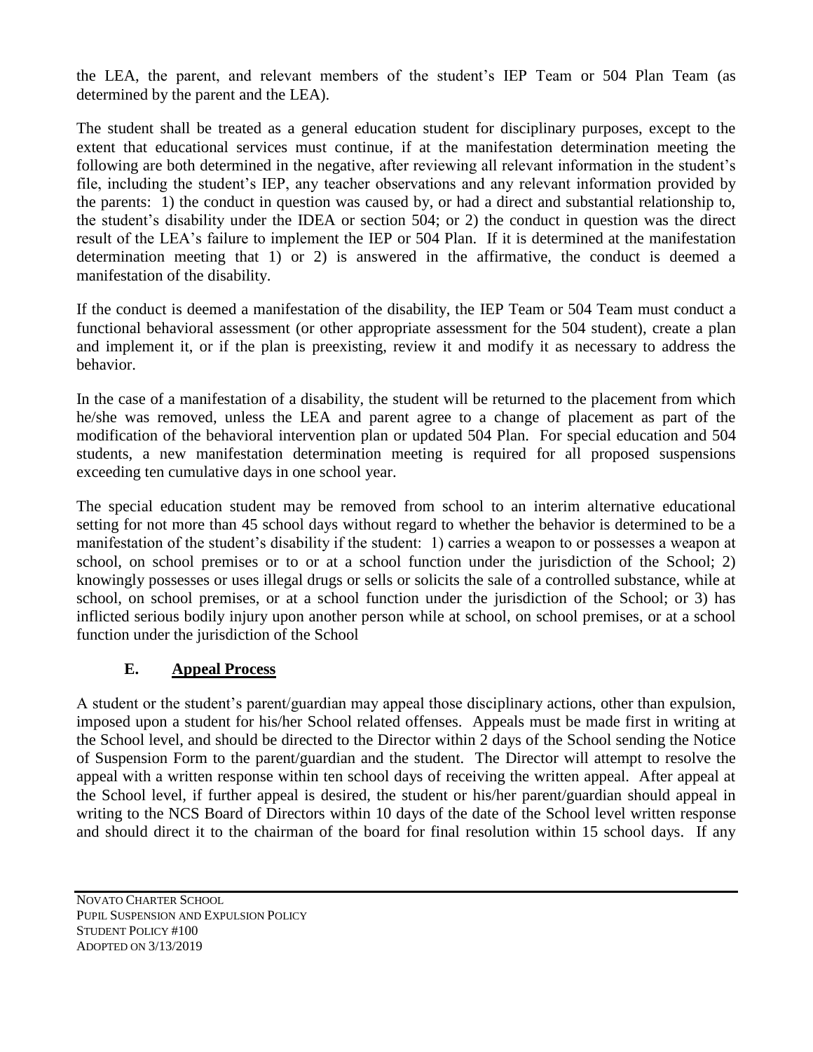the LEA, the parent, and relevant members of the student's IEP Team or 504 Plan Team (as determined by the parent and the LEA).

The student shall be treated as a general education student for disciplinary purposes, except to the extent that educational services must continue, if at the manifestation determination meeting the following are both determined in the negative, after reviewing all relevant information in the student's file, including the student's IEP, any teacher observations and any relevant information provided by the parents: 1) the conduct in question was caused by, or had a direct and substantial relationship to, the student's disability under the IDEA or section 504; or 2) the conduct in question was the direct result of the LEA's failure to implement the IEP or 504 Plan. If it is determined at the manifestation determination meeting that 1) or 2) is answered in the affirmative, the conduct is deemed a manifestation of the disability.

If the conduct is deemed a manifestation of the disability, the IEP Team or 504 Team must conduct a functional behavioral assessment (or other appropriate assessment for the 504 student), create a plan and implement it, or if the plan is preexisting, review it and modify it as necessary to address the behavior.

In the case of a manifestation of a disability, the student will be returned to the placement from which he/she was removed, unless the LEA and parent agree to a change of placement as part of the modification of the behavioral intervention plan or updated 504 Plan. For special education and 504 students, a new manifestation determination meeting is required for all proposed suspensions exceeding ten cumulative days in one school year.

The special education student may be removed from school to an interim alternative educational setting for not more than 45 school days without regard to whether the behavior is determined to be a manifestation of the student's disability if the student: 1) carries a weapon to or possesses a weapon at school, on school premises or to or at a school function under the jurisdiction of the School; 2) knowingly possesses or uses illegal drugs or sells or solicits the sale of a controlled substance, while at school, on school premises, or at a school function under the jurisdiction of the School; or 3) has inflicted serious bodily injury upon another person while at school, on school premises, or at a school function under the jurisdiction of the School

### E. Appeal Process

A student or the student's parent/guardian may appeal those disciplinary actions, other than expulsion, imposed upon a student for his/her School related offenses. Appeals must be made first in writing at the School level, and should be directed to the Director within 2 days of the School sending the Notice of Suspension Form to the parent/guardian and the student. The Director will attempt to resolve the appeal with a written response within ten school days of receiving the written appeal. After appeal at the School level, if further appeal is desired, the student or his/her parent/guardian should appeal in writing to the NCS Board of Directors within 10 days of the date of the School level written response and should direct it to the chairman of the board for final resolution within 15 school days. If any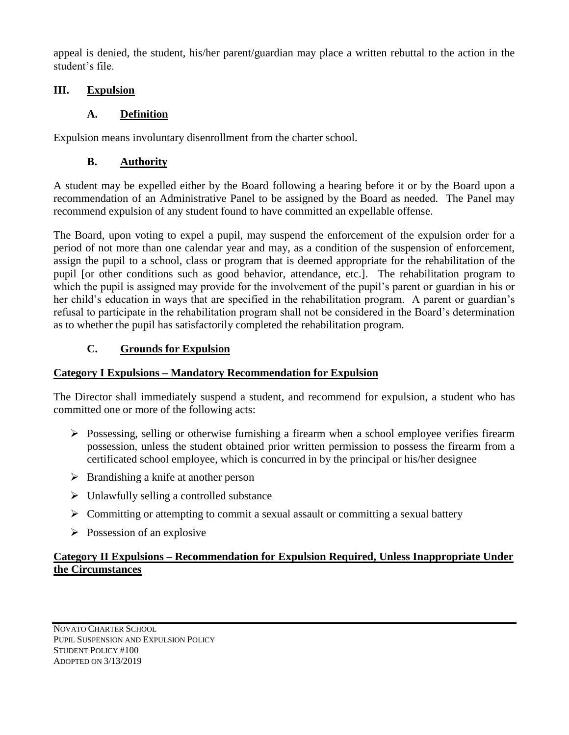appeal is denied, the student, his/her parent/guardian may place a written rebuttal to the action in the student's file.

## III. Expulsion

### A. Definition

Expulsion means involuntary disenrollment from the charter school.

### B. Authority

A student may be expelled either by the Board following a hearing before it or by the Board upon a recommendation of an Administrative Panel to be assigned by the Board as needed. The Panel may recommend expulsion of any student found to have committed an expellable offense.

The Board, upon voting to expel a pupil, may suspend the enforcement of the expulsion order for a period of not more than one calendar year and may, as a condition of the suspension of enforcement, assign the pupil to a school, class or program that is deemed appropriate for the rehabilitation of the pupil [or other conditions such as good behavior, attendance, etc.]. The rehabilitation program to which the pupil is assigned may provide for the involvement of the pupil's parent or guardian in his or her child's education in ways that are specified in the rehabilitation program. A parent or guardian's refusal to participate in the rehabilitation program shall not be considered in the Board's determination as to whether the pupil has satisfactorily completed the rehabilitation program.

### C. Grounds for Expulsion

**Category I Expulsions – Mandatory Recommendation for Expulsion**

The Director shall immediately suspend a student, and recommend for expulsion, a student who has committed one or more of the following acts:

- Possessing, selling or otherwise furnishing a firearm when a school employee verifies firearm possession, unless the student obtained prior written permission to possess the firearm from a certificated school employee, which is concurred in by the principal or his/her designee
- Brandishing a knife at another person
- Unlawfully selling a controlled substance
- Committing or attempting to commit a sexual assault or committing a sexual battery
- Possession of an explosive

**Category II Expulsions – Recommendation for Expulsion Required, Unless Inappropriate Under the Circumstances**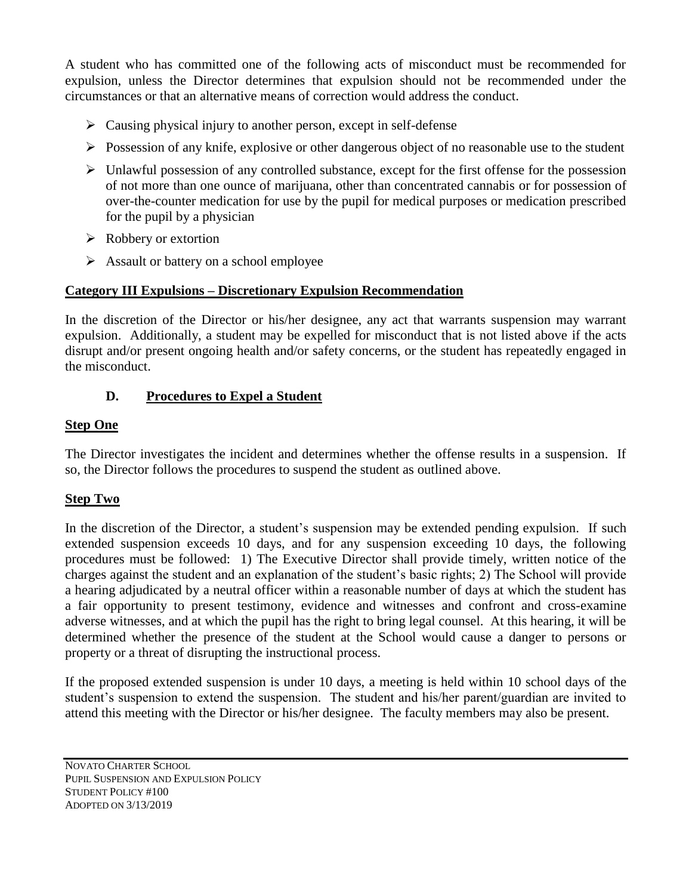A student who has committed one of the following acts of misconduct must be recommended for expulsion, unless the Director determines that expulsion should not be recommended under the circumstances or that an alternative means of correction would address the conduct.

- Causing physical injury to another person, except in self-defense
- Possession of any knife, explosive or other dangerous object of no reasonable use to the student
- Unlawful possession of any controlled substance, except for the first offense for the possession of not more than one ounce of marijuana, other than concentrated cannabis or for possession of over-the-counter medication for use by the pupil for medical purposes or medication prescribed for the pupil by a physician
- Robbery or extortion
- Assault or battery on a school employee

**Category III Expulsions – Discretionary Expulsion Recommendation**

In the discretion of the Director or his/her designee, any act that warrants suspension may warrant expulsion. Additionally, a student may be expelled for misconduct that is not listed above if the acts disrupt and/or present ongoing health and/or safety concerns, or the student has repeatedly engaged in the misconduct.

### D. Procedures to Expel a Student

**Step One**

The Director investigates the incident and determines whether the offense results in a suspension. If so, the Director follows the procedures to suspend the student as outlined above.

**Step Two**

In the discretion of the Director, a student's suspension may be extended pending expulsion. If such extended suspension exceeds 10 days, and for any suspension exceeding 10 days, the following procedures must be followed: 1) The Executive Director shall provide timely, written notice of the charges against the student and an explanation of the student's basic rights; 2) The School will provide a hearing adjudicated by a neutral officer within a reasonable number of days at which the student has a fair opportunity to present testimony, evidence and witnesses and confront and cross-examine adverse witnesses, and at which the pupil has the right to bring legal counsel. At this hearing, it will be determined whether the presence of the student at the School would cause a danger to persons or property or a threat of disrupting the instructional process.

If the proposed extended suspension is under 10 days, a meeting is held within 10 school days of the student's suspension to extend the suspension. The student and his/her parent/guardian are invited to attend this meeting with the Director or his/her designee. The faculty members may also be present.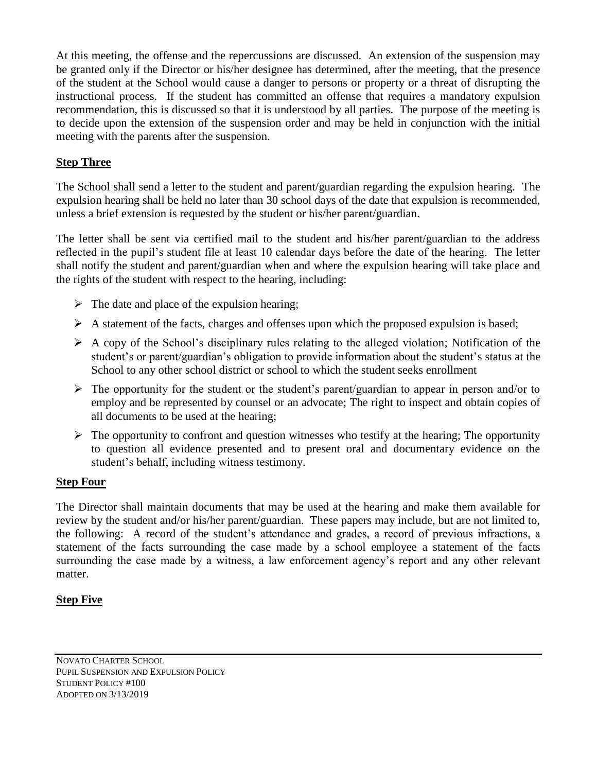At this meeting, the offense and the repercussions are discussed. An extension of the suspension may be granted only if the Director or his/her designee has determined, after the meeting, that the presence of the student at the School would cause a danger to persons or property or a threat of disrupting the instructional process. If the student has committed an offense that requires a mandatory expulsion recommendation, this is discussed so that it is understood by all parties. The purpose of the meeting is to decide upon the extension of the suspension order and may be held in conjunction with the initial meeting with the parents after the suspension.

**Step Three**

The School shall send a letter to the student and parent/guardian regarding the expulsion hearing. The expulsion hearing shall be held no later than 30 school days of the date that expulsion is recommended, unless a brief extension is requested by the student or his/her parent/guardian.

The letter shall be sent via certified mail to the student and his/her parent/guardian to the address reflected in the pupil's student file at least 10 calendar days before the date of the hearing. The letter shall notify the student and parent/guardian when and where the expulsion hearing will take place and the rights of the student with respect to the hearing, including:

- The date and place of the expulsion hearing;
- A statement of the facts, charges and offenses upon which the proposed expulsion is based;
- A copy of the School's disciplinary rules relating to the alleged violation; Notification of the student's or parent/guardian's obligation to provide information about the student's status at the School to any other school district or school to which the student seeks enrollment
- The opportunity for the student or the student's parent/guardian to appear in person and/or to employ and be represented by counsel or an advocate; The right to inspect and obtain copies of all documents to be used at the hearing;
- The opportunity to confront and question witnesses who testify at the hearing; The opportunity to question all evidence presented and to present oral and documentary evidence on the student's behalf, including witness testimony.

**Step Four**

The Director shall maintain documents that may be used at the hearing and make them available for review by the student and/or his/her parent/guardian. These papers may include, but are not limited to, the following: A record of the student's attendance and grades, a record of previous infractions, a statement of the facts surrounding the case made by a school employee a statement of the facts surrounding the case made by a witness, a law enforcement agency's report and any other relevant matter.

**Step Five**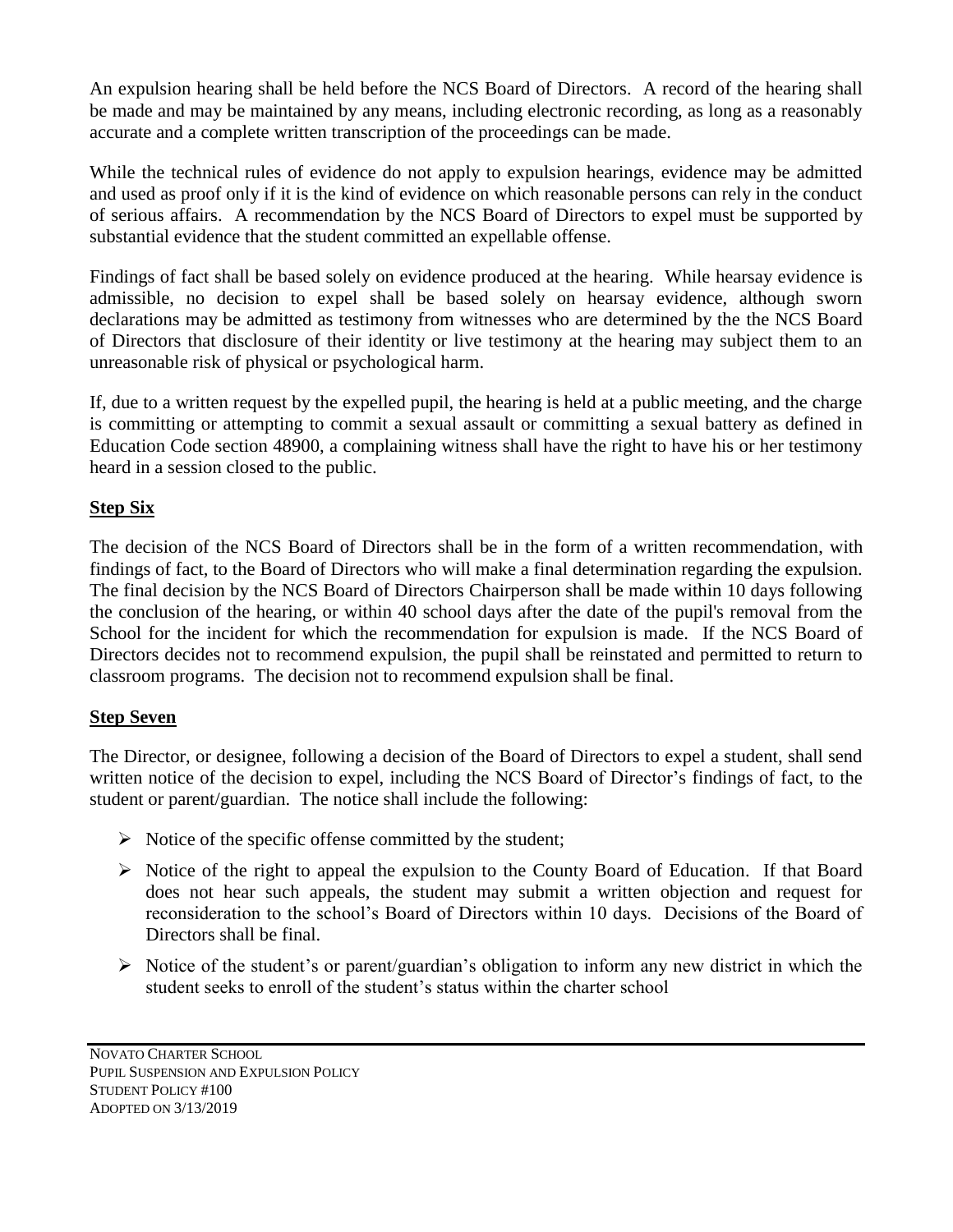An expulsion hearing shall be held before the NCS Board of Directors. A record of the hearing shall be made and may be maintained by any means, including electronic recording, as long as a reasonably accurate and a complete written transcription of the proceedings can be made.

While the technical rules of evidence do not apply to expulsion hearings, evidence may be admitted and used as proof only if it is the kind of evidence on which reasonable persons can rely in the conduct of serious affairs. A recommendation by the NCS Board of Directors to expel must be supported by substantial evidence that the student committed an expellable offense.

Findings of fact shall be based solely on evidence produced at the hearing. While hearsay evidence is admissible, no decision to expel shall be based solely on hearsay evidence, although sworn declarations may be admitted as testimony from witnesses who are determined by the the NCS Board of Directors that disclosure of their identity or live testimony at the hearing may subject them to an unreasonable risk of physical or psychological harm.

If, due to a written request by the expelled pupil, the hearing is held at a public meeting, and the charge is committing or attempting to commit a sexual assault or committing a sexual battery as defined in Education Code section 48900, a complaining witness shall have the right to have his or her testimony heard in a session closed to the public.

**Step Six**

The decision of the NCS Board of Directors shall be in the form of a written recommendation, with findings of fact, to the Board of Directors who will make a final determination regarding the expulsion. The final decision by the NCS Board of Directors Chairperson shall be made within 10 days following the conclusion of the hearing, or within 40 school days after the date of the pupil's removal from the School for the incident for which the recommendation for expulsion is made. If the NCS Board of Directors decides not to recommend expulsion, the pupil shall be reinstated and permitted to return to classroom programs. The decision not to recommend expulsion shall be final.

**Step Seven**

The Director, or designee, following a decision of the Board of Directors to expel a student, shall send written notice of the decision to expel, including the NCS Board of Director's findings of fact, to the student or parent/guardian. The notice shall include the following:

- Notice of the specific offense committed by the student;
- Notice of the right to appeal the expulsion to the County Board of Education. If that Board does not hear such appeals, the student may submit a written objection and request for reconsideration to the school's Board of Directors within 10 days. Decisions of the Board of Directors shall be final.
- Notice of the student's or parent/guardian's obligation to inform any new district in which the student seeks to enroll of the student's status within the charter school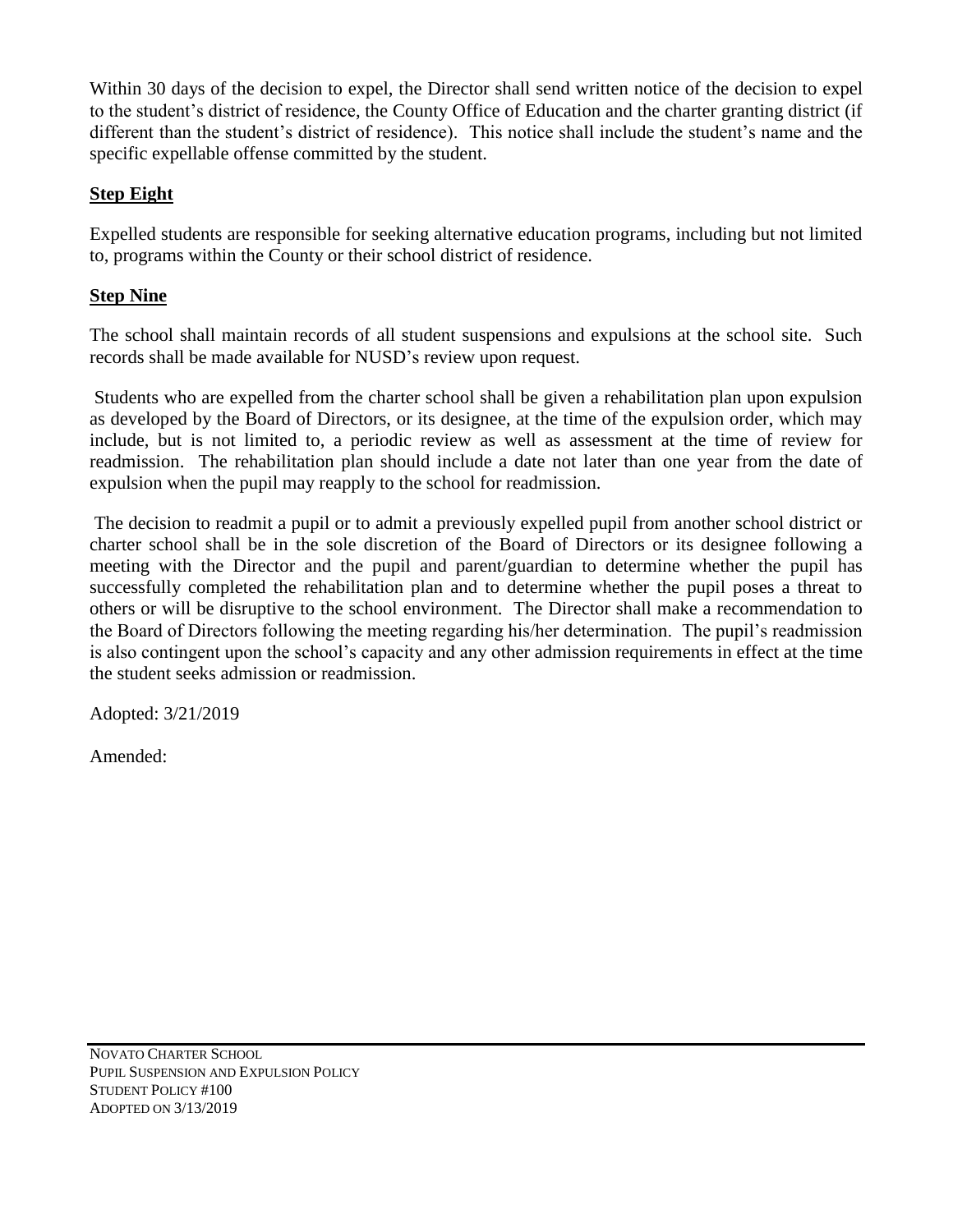Within 30 days of the decision to expel, the Director shall send written notice of the decision to expel to the student's district of residence, the County Office of Education and the charter granting district (if different than the student's district of residence). This notice shall include the student's name and the specific expellable offense committed by the student.

**Step Eight**

Expelled students are responsible for seeking alternative education programs, including but not limited to, programs within the County or their school district of residence.

**Step Nine**

The school shall maintain records of all student suspensions and expulsions at the school site. Such records shall be made available for NUSD's review upon request.

Students who are expelled from the charter school shall be given a rehabilitation plan upon expulsion as developed by the Board of Directors, or its designee, at the time of the expulsion order, which may include, but is not limited to, a periodic review as well as assessment at the time of review for readmission. The rehabilitation plan should include a date not later than one year from the date of expulsion when the pupil may reapply to the school for readmission.

The decision to readmit a pupil or to admit a previously expelled pupil from another school district or charter school shall be in the sole discretion of the Board of Directors or its designee following a meeting with the Director and the pupil and parent/guardian to determine whether the pupil has successfully completed the rehabilitation plan and to determine whether the pupil poses a threat to others or will be disruptive to the school environment. The Director shall make a recommendation to the Board of Directors following the meeting regarding his/her determination. The pupil's readmission is also contingent upon the school's capacity and any other admission requirements in effect at the time the student seeks admission or readmission.

Adopted: 3/21/2019

Amended: